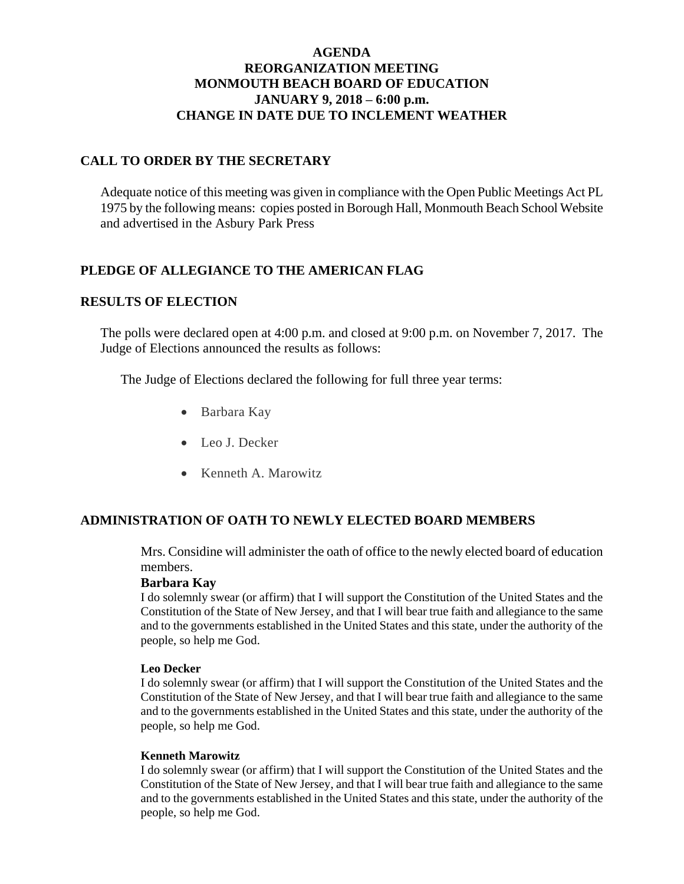# AGENDA
# REORGANIZATION MEETING
# MONMOUTH BEACH BOARD OF EDUCATION
# JANUARY 9, 2018 – 6:00 p.m.
# CHANGE IN DATE DUE TO INCLEMENT WEATHER

## CALL TO ORDER BY THE SECRETARY

Adequate notice of this meeting was given in compliance with the Open Public Meetings Act PL 1975 by the following means: copies posted in Borough Hall, Monmouth Beach School Website and advertised in the Asbury Park Press

## PLEDGE OF ALLEGIANCE TO THE AMERICAN FLAG

## RESULTS OF ELECTION

The polls were declared open at 4:00 p.m. and closed at 9:00 p.m. on November 7, 2017. The Judge of Elections announced the results as follows:

The Judge of Elections declared the following for full three year terms:

- Barbara Kay
- Leo J. Decker
- Kenneth A. Marowitz

## ADMINISTRATION OF OATH TO NEWLY ELECTED BOARD MEMBERS

Mrs. Considine will administer the oath of office to the newly elected board of education members.

**Barbara Kay**

I do solemnly swear (or affirm) that I will support the Constitution of the United States and the Constitution of the State of New Jersey, and that I will bear true faith and allegiance to the same and to the governments established in the United States and this state, under the authority of the people, so help me God.

**Leo Decker**

I do solemnly swear (or affirm) that I will support the Constitution of the United States and the Constitution of the State of New Jersey, and that I will bear true faith and allegiance to the same and to the governments established in the United States and this state, under the authority of the people, so help me God.

**Kenneth Marowitz**

I do solemnly swear (or affirm) that I will support the Constitution of the United States and the Constitution of the State of New Jersey, and that I will bear true faith and allegiance to the same and to the governments established in the United States and this state, under the authority of the people, so help me God.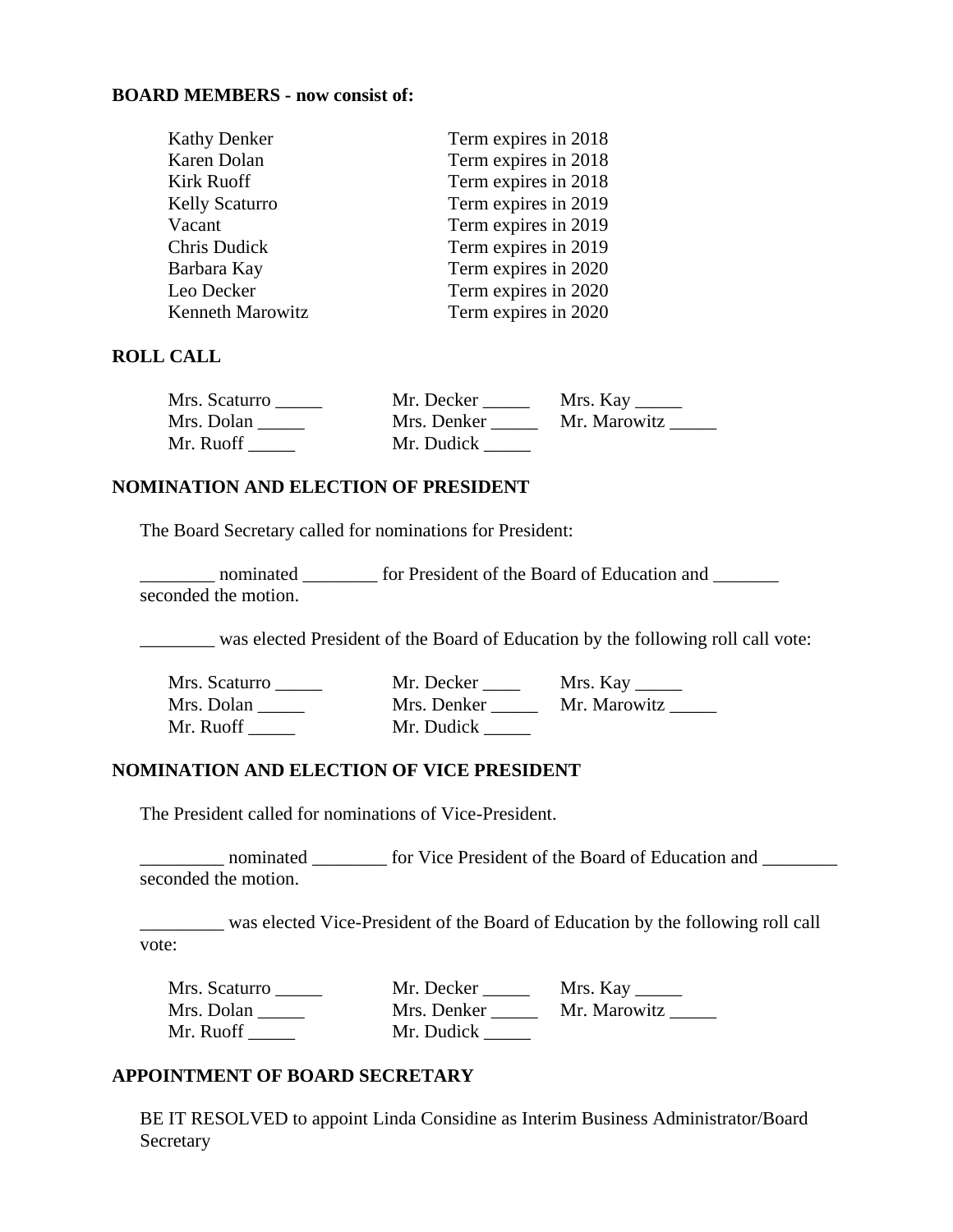**BOARD MEMBERS - now consist of:**

| | |
|---|---|
| Kathy Denker | Term expires in 2018 |
| Karen Dolan | Term expires in 2018 |
| Kirk Ruoff | Term expires in 2018 |
| Kelly Scaturro | Term expires in 2019 |
| Vacant | Term expires in 2019 |
| Chris Dudick | Term expires in 2019 |
| Barbara Kay | Term expires in 2020 |
| Leo Decker | Term expires in 2020 |
| Kenneth Marowitz | Term expires in 2020 |

**ROLL CALL**

| | | |
|---|---|---|
| Mrs. Scaturro _____ | Mr. Decker _____ | Mrs. Kay _____ |
| Mrs. Dolan _____ | Mrs. Denker _____ | Mr. Marowitz _____ |
| Mr. Ruoff _____ | Mr. Dudick _____ | |

**NOMINATION AND ELECTION OF PRESIDENT**

The Board Secretary called for nominations for President:

________ nominated ________ for President of the Board of Education and _______ seconded the motion.

________ was elected President of the Board of Education by the following roll call vote:

| | | |
|---|---|---|
| Mrs. Scaturro _____ | Mr. Decker ____ | Mrs. Kay _____ |
| Mrs. Dolan _____ | Mrs. Denker _____ | Mr. Marowitz _____ |
| Mr. Ruoff _____ | Mr. Dudick _____ | |

**NOMINATION AND ELECTION OF VICE PRESIDENT**

The President called for nominations of Vice-President.

_________ nominated ________ for Vice President of the Board of Education and ________ seconded the motion.

_________ was elected Vice-President of the Board of Education by the following roll call vote:

| | | |
|---|---|---|
| Mrs. Scaturro _____ | Mr. Decker _____ | Mrs. Kay _____ |
| Mrs. Dolan _____ | Mrs. Denker _____ | Mr. Marowitz _____ |
| Mr. Ruoff _____ | Mr. Dudick _____ | |

**APPOINTMENT OF BOARD SECRETARY**

BE IT RESOLVED to appoint Linda Considine as Interim Business Administrator/Board Secretary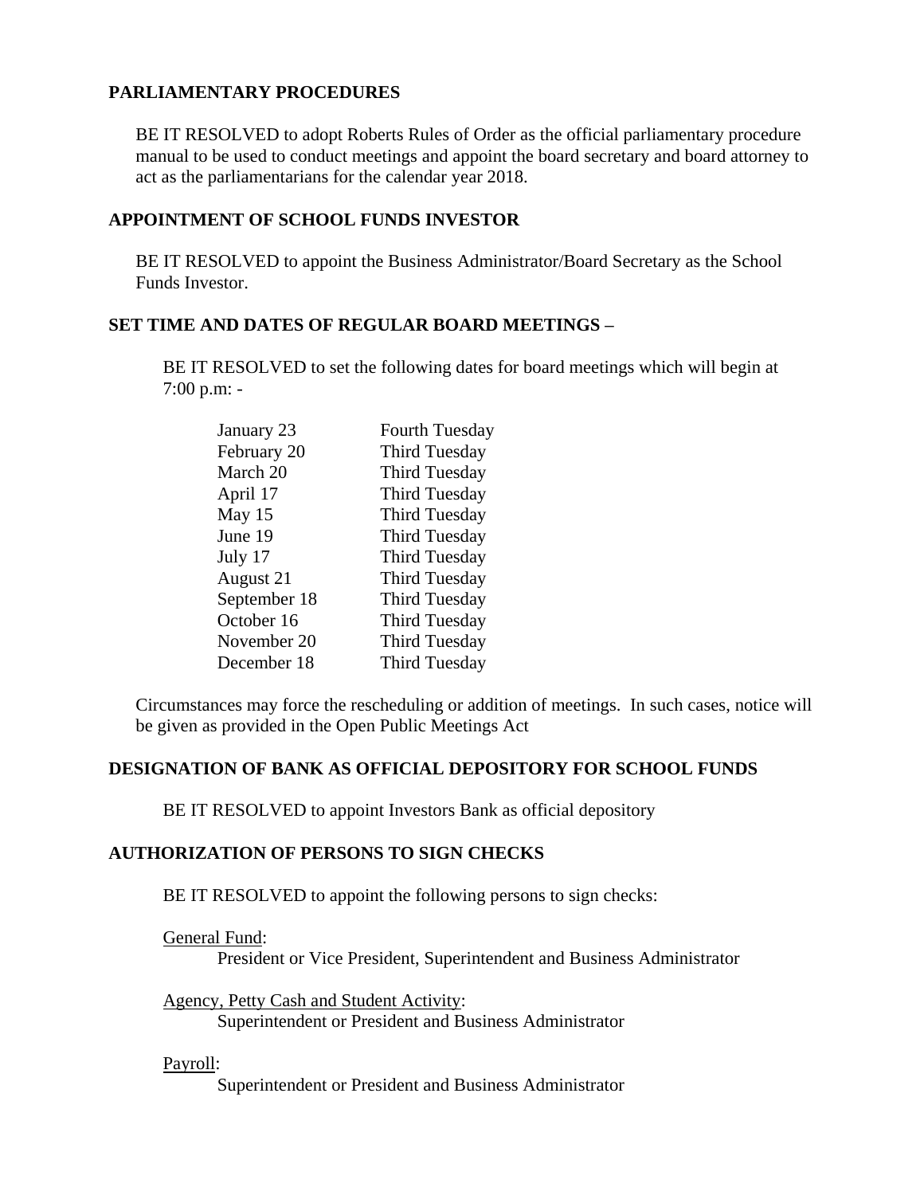**PARLIAMENTARY PROCEDURES**

BE IT RESOLVED to adopt Roberts Rules of Order as the official parliamentary procedure manual to be used to conduct meetings and appoint the board secretary and board attorney to act as the parliamentarians for the calendar year 2018.

**APPOINTMENT OF SCHOOL FUNDS INVESTOR**

BE IT RESOLVED to appoint the Business Administrator/Board Secretary as the School Funds Investor.

**SET TIME AND DATES OF REGULAR BOARD MEETINGS –**

BE IT RESOLVED to set the following dates for board meetings which will begin at 7:00 p.m: -

| | |
|---|---|
| January 23 | Fourth Tuesday |
| February 20 | Third Tuesday |
| March 20 | Third Tuesday |
| April 17 | Third Tuesday |
| May 15 | Third Tuesday |
| June 19 | Third Tuesday |
| July 17 | Third Tuesday |
| August 21 | Third Tuesday |
| September 18 | Third Tuesday |
| October 16 | Third Tuesday |
| November 20 | Third Tuesday |
| December 18 | Third Tuesday |

Circumstances may force the rescheduling or addition of meetings. In such cases, notice will be given as provided in the Open Public Meetings Act

**DESIGNATION OF BANK AS OFFICIAL DEPOSITORY FOR SCHOOL FUNDS**

BE IT RESOLVED to appoint Investors Bank as official depository

**AUTHORIZATION OF PERSONS TO SIGN CHECKS**

BE IT RESOLVED to appoint the following persons to sign checks:

General Fund:
President or Vice President, Superintendent and Business Administrator

Agency, Petty Cash and Student Activity:
Superintendent or President and Business Administrator

Payroll:
Superintendent or President and Business Administrator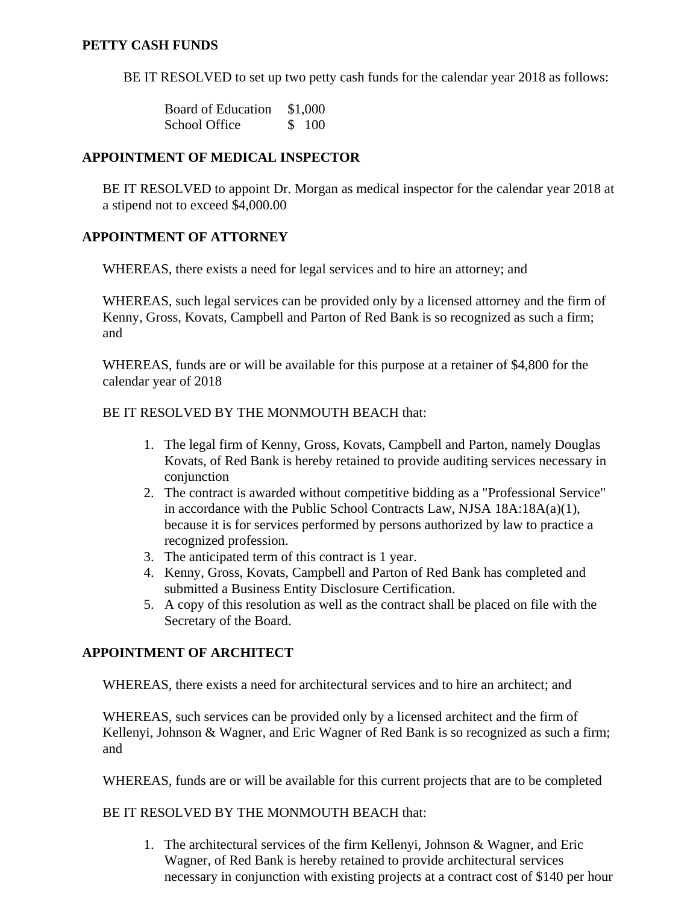**PETTY CASH FUNDS**

BE IT RESOLVED to set up two petty cash funds for the calendar year 2018 as follows:

| | |
|---|---|
| Board of Education | $1,000 |
| School Office | $ 100 |

**APPOINTMENT OF MEDICAL INSPECTOR**

BE IT RESOLVED to appoint Dr. Morgan as medical inspector for the calendar year 2018 at a stipend not to exceed $4,000.00

**APPOINTMENT OF ATTORNEY**

WHEREAS, there exists a need for legal services and to hire an attorney; and

WHEREAS, such legal services can be provided only by a licensed attorney and the firm of Kenny, Gross, Kovats, Campbell and Parton of Red Bank is so recognized as such a firm; and

WHEREAS, funds are or will be available for this purpose at a retainer of $4,800 for the calendar year of 2018

BE IT RESOLVED BY THE MONMOUTH BEACH that:

1. The legal firm of Kenny, Gross, Kovats, Campbell and Parton, namely Douglas Kovats, of Red Bank is hereby retained to provide auditing services necessary in conjunction
2. The contract is awarded without competitive bidding as a "Professional Service" in accordance with the Public School Contracts Law, NJSA 18A:18A(a)(1), because it is for services performed by persons authorized by law to practice a recognized profession.
3. The anticipated term of this contract is 1 year.
4. Kenny, Gross, Kovats, Campbell and Parton of Red Bank has completed and submitted a Business Entity Disclosure Certification.
5. A copy of this resolution as well as the contract shall be placed on file with the Secretary of the Board.

**APPOINTMENT OF ARCHITECT**

WHEREAS, there exists a need for architectural services and to hire an architect; and

WHEREAS, such services can be provided only by a licensed architect and the firm of Kellenyi, Johnson & Wagner, and Eric Wagner of Red Bank is so recognized as such a firm; and

WHEREAS, funds are or will be available for this current projects that are to be completed

BE IT RESOLVED BY THE MONMOUTH BEACH that:

1. The architectural services of the firm Kellenyi, Johnson & Wagner, and Eric Wagner, of Red Bank is hereby retained to provide architectural services necessary in conjunction with existing projects at a contract cost of $140 per hour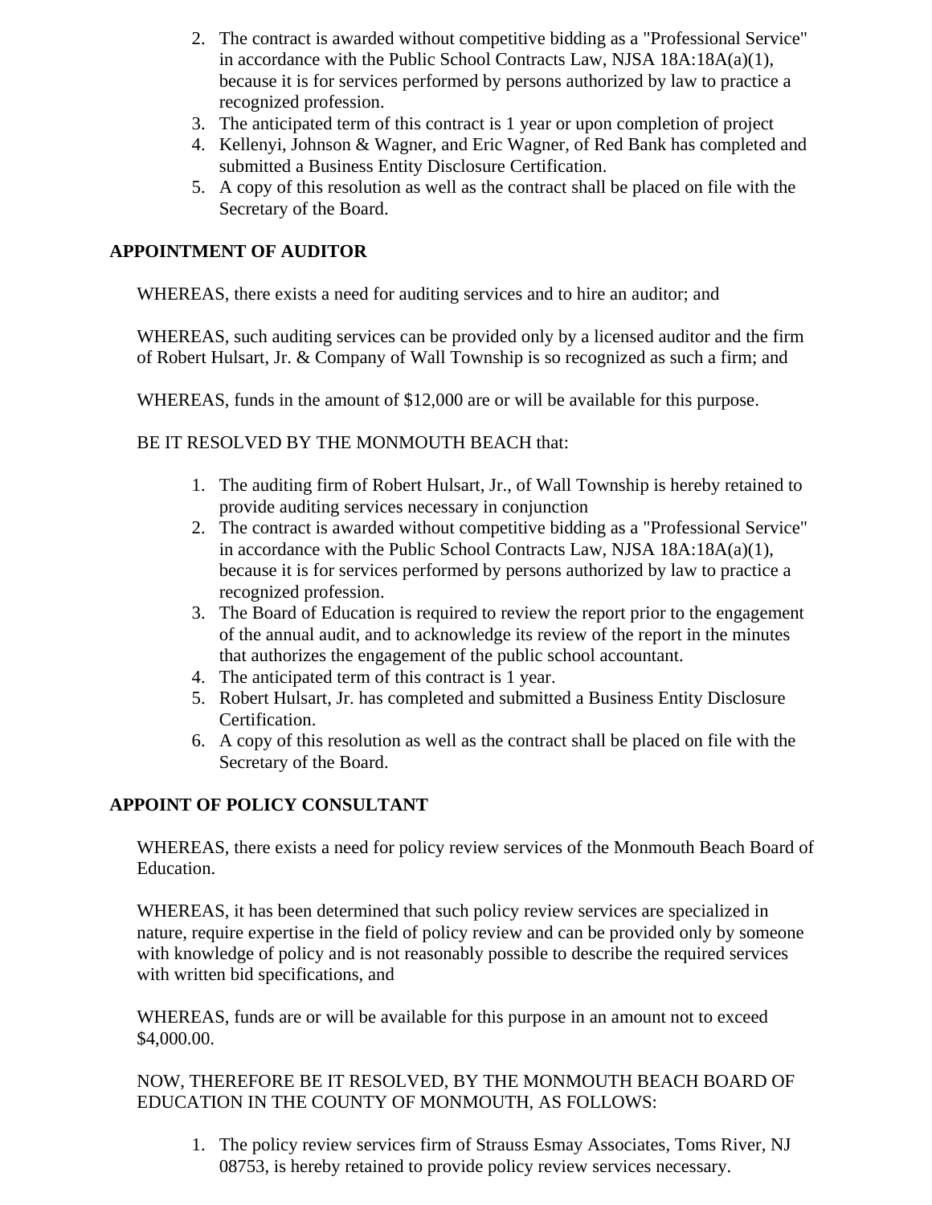2. The contract is awarded without competitive bidding as a "Professional Service" in accordance with the Public School Contracts Law, NJSA 18A:18A(a)(1), because it is for services performed by persons authorized by law to practice a recognized profession.
3. The anticipated term of this contract is 1 year or upon completion of project
4. Kellenyi, Johnson & Wagner, and Eric Wagner, of Red Bank has completed and submitted a Business Entity Disclosure Certification.
5. A copy of this resolution as well as the contract shall be placed on file with the Secretary of the Board.

**APPOINTMENT OF AUDITOR**

WHEREAS, there exists a need for auditing services and to hire an auditor; and

WHEREAS, such auditing services can be provided only by a licensed auditor and the firm of Robert Hulsart, Jr. & Company of Wall Township is so recognized as such a firm; and

WHEREAS, funds in the amount of $12,000 are or will be available for this purpose.

BE IT RESOLVED BY THE MONMOUTH BEACH that:

1. The auditing firm of Robert Hulsart, Jr., of Wall Township is hereby retained to provide auditing services necessary in conjunction
2. The contract is awarded without competitive bidding as a "Professional Service" in accordance with the Public School Contracts Law, NJSA 18A:18A(a)(1), because it is for services performed by persons authorized by law to practice a recognized profession.
3. The Board of Education is required to review the report prior to the engagement of the annual audit, and to acknowledge its review of the report in the minutes that authorizes the engagement of the public school accountant.
4. The anticipated term of this contract is 1 year.
5. Robert Hulsart, Jr. has completed and submitted a Business Entity Disclosure Certification.
6. A copy of this resolution as well as the contract shall be placed on file with the Secretary of the Board.

**APPOINT OF POLICY CONSULTANT**

WHEREAS, there exists a need for policy review services of the Monmouth Beach Board of Education.

WHEREAS, it has been determined that such policy review services are specialized in nature, require expertise in the field of policy review and can be provided only by someone with knowledge of policy and is not reasonably possible to describe the required services with written bid specifications, and

WHEREAS, funds are or will be available for this purpose in an amount not to exceed $4,000.00.

NOW, THEREFORE BE IT RESOLVED, BY THE MONMOUTH BEACH BOARD OF EDUCATION IN THE COUNTY OF MONMOUTH, AS FOLLOWS:

1. The policy review services firm of Strauss Esmay Associates, Toms River, NJ 08753, is hereby retained to provide policy review services necessary.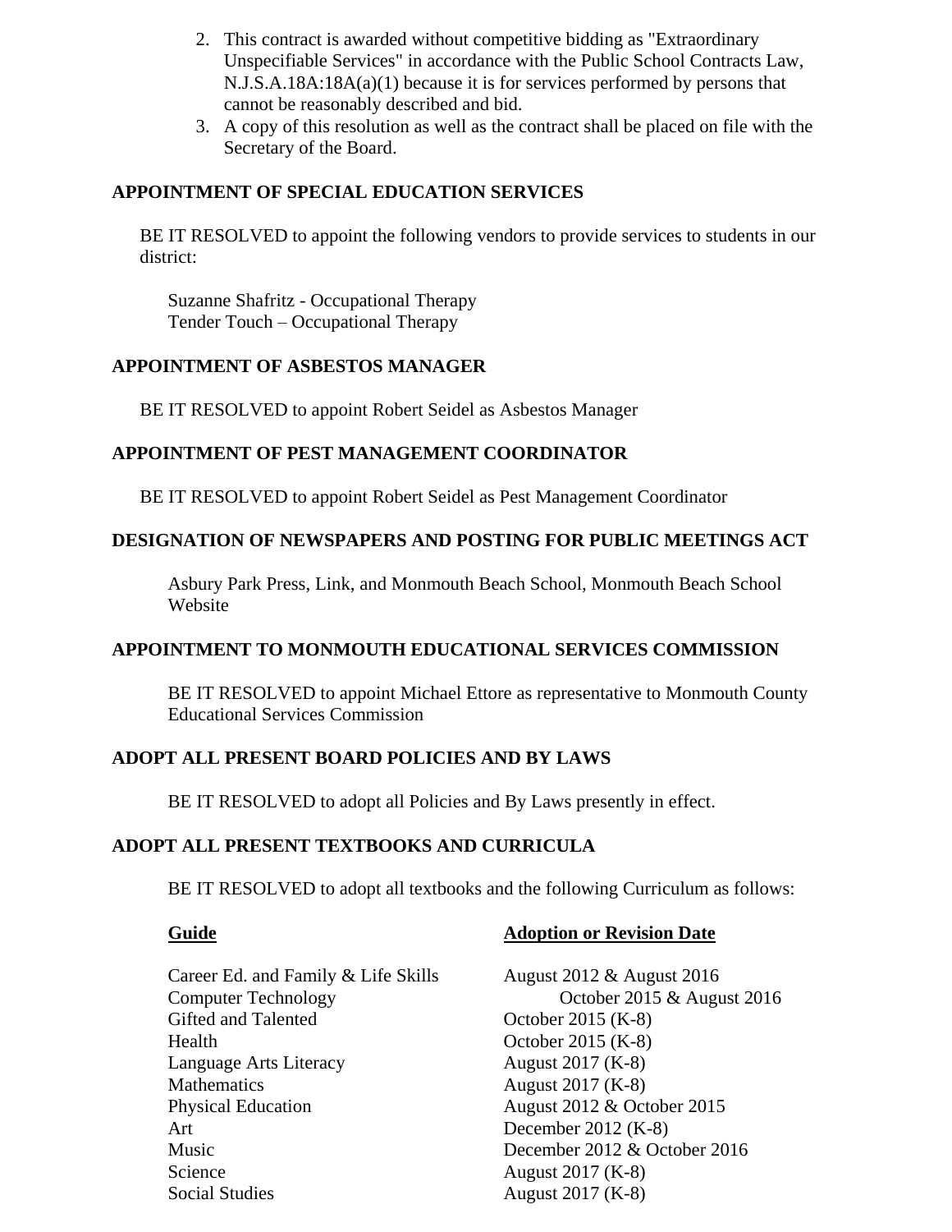2. This contract is awarded without competitive bidding as "Extraordinary Unspecifiable Services" in accordance with the Public School Contracts Law, N.J.S.A.18A:18A(a)(1) because it is for services performed by persons that cannot be reasonably described and bid.
3. A copy of this resolution as well as the contract shall be placed on file with the Secretary of the Board.

**APPOINTMENT OF SPECIAL EDUCATION SERVICES**

BE IT RESOLVED to appoint the following vendors to provide services to students in our district:

Suzanne Shafritz - Occupational Therapy
Tender Touch – Occupational Therapy

**APPOINTMENT OF ASBESTOS MANAGER**

BE IT RESOLVED to appoint Robert Seidel as Asbestos Manager

**APPOINTMENT OF PEST MANAGEMENT COORDINATOR**

BE IT RESOLVED to appoint Robert Seidel as Pest Management Coordinator

**DESIGNATION OF NEWSPAPERS AND POSTING FOR PUBLIC MEETINGS ACT**

Asbury Park Press, Link, and Monmouth Beach School, Monmouth Beach School Website

**APPOINTMENT TO MONMOUTH EDUCATIONAL SERVICES COMMISSION**

BE IT RESOLVED to appoint Michael Ettore as representative to Monmouth County Educational Services Commission

**ADOPT ALL PRESENT BOARD POLICIES AND BY LAWS**

BE IT RESOLVED to adopt all Policies and By Laws presently in effect.

**ADOPT ALL PRESENT TEXTBOOKS AND CURRICULA**

BE IT RESOLVED to adopt all textbooks and the following Curriculum as follows:

| Guide | Adoption or Revision Date |
|---|---|
| Career Ed. and Family & Life Skills | August 2012 & August 2016 |
| Computer Technology | October 2015 & August 2016 |
| Gifted and Talented | October 2015 (K-8) |
| Health | October 2015 (K-8) |
| Language Arts Literacy | August 2017 (K-8) |
| Mathematics | August 2017 (K-8) |
| Physical Education | August 2012 & October 2015 |
| Art | December 2012 (K-8) |
| Music | December 2012 & October 2016 |
| Science | August 2017 (K-8) |
| Social Studies | August 2017 (K-8) |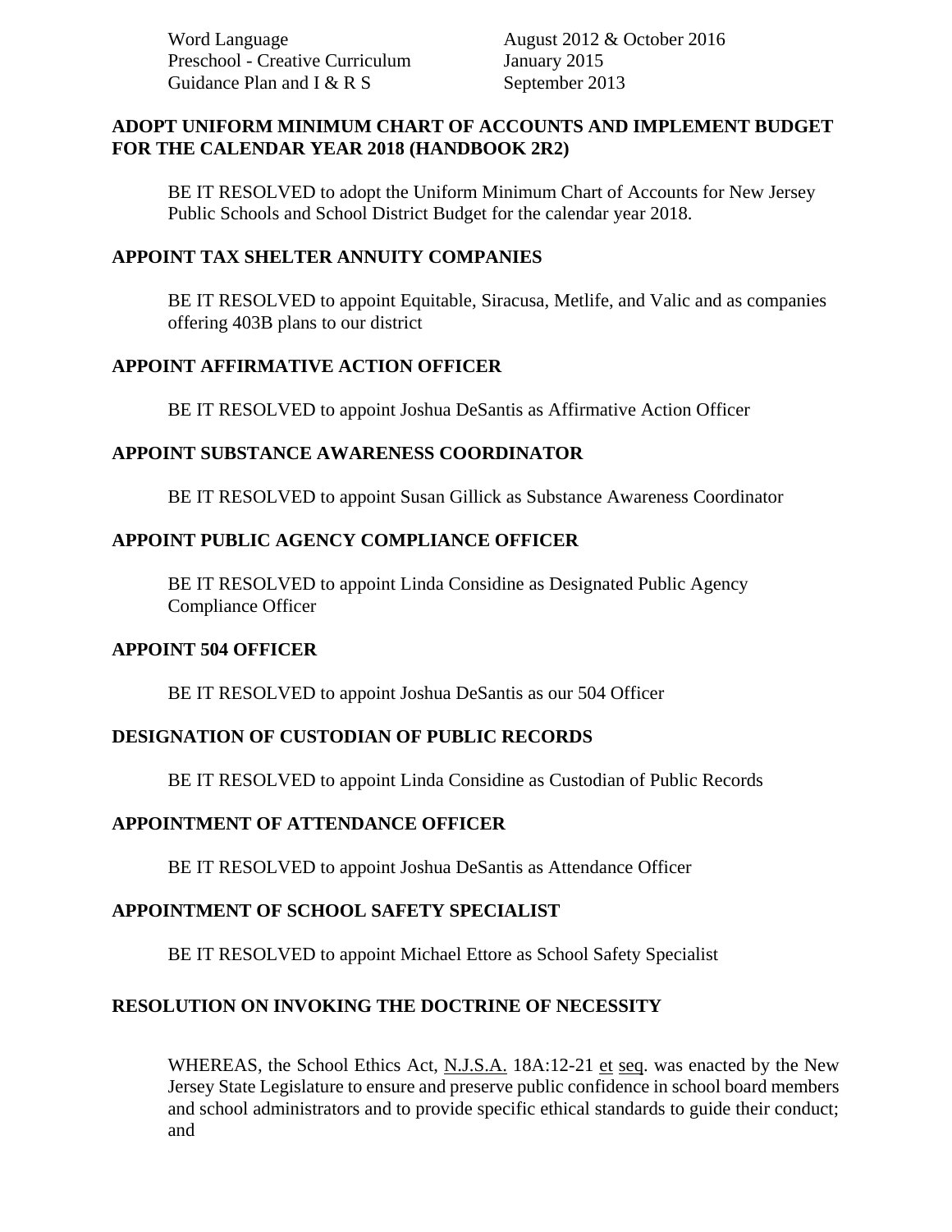| | |
|---|---|
| Word Language | August 2012 & October 2016 |
| Preschool - Creative Curriculum | January 2015 |
| Guidance Plan and I & R S | September 2013 |

**ADOPT UNIFORM MINIMUM CHART OF ACCOUNTS AND IMPLEMENT BUDGET FOR THE CALENDAR YEAR 2018 (HANDBOOK 2R2)**

BE IT RESOLVED to adopt the Uniform Minimum Chart of Accounts for New Jersey Public Schools and School District Budget for the calendar year 2018.

**APPOINT TAX SHELTER ANNUITY COMPANIES**

BE IT RESOLVED to appoint Equitable, Siracusa, Metlife, and Valic and as companies offering 403B plans to our district

**APPOINT AFFIRMATIVE ACTION OFFICER**

BE IT RESOLVED to appoint Joshua DeSantis as Affirmative Action Officer

**APPOINT SUBSTANCE AWARENESS COORDINATOR**

BE IT RESOLVED to appoint Susan Gillick as Substance Awareness Coordinator

**APPOINT PUBLIC AGENCY COMPLIANCE OFFICER**

BE IT RESOLVED to appoint Linda Considine as Designated Public Agency Compliance Officer

**APPOINT 504 OFFICER**

BE IT RESOLVED to appoint Joshua DeSantis as our 504 Officer

**DESIGNATION OF CUSTODIAN OF PUBLIC RECORDS**

BE IT RESOLVED to appoint Linda Considine as Custodian of Public Records

**APPOINTMENT OF ATTENDANCE OFFICER**

BE IT RESOLVED to appoint Joshua DeSantis as Attendance Officer

**APPOINTMENT OF SCHOOL SAFETY SPECIALIST**

BE IT RESOLVED to appoint Michael Ettore as School Safety Specialist

**RESOLUTION ON INVOKING THE DOCTRINE OF NECESSITY**

WHEREAS, the School Ethics Act, N.J.S.A. 18A:12-21 et seq. was enacted by the New Jersey State Legislature to ensure and preserve public confidence in school board members and school administrators and to provide specific ethical standards to guide their conduct; and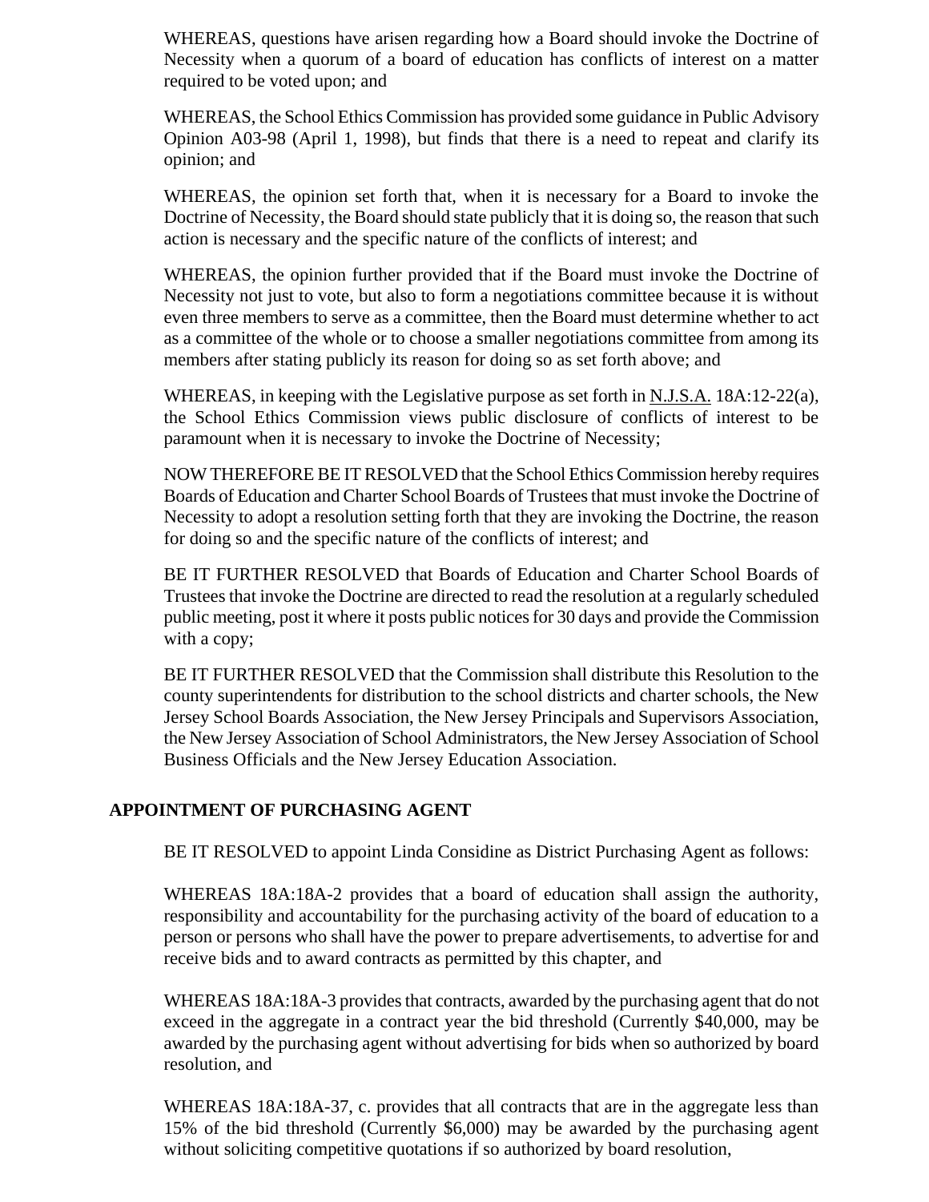WHEREAS, questions have arisen regarding how a Board should invoke the Doctrine of Necessity when a quorum of a board of education has conflicts of interest on a matter required to be voted upon; and

WHEREAS, the School Ethics Commission has provided some guidance in Public Advisory Opinion A03-98 (April 1, 1998), but finds that there is a need to repeat and clarify its opinion; and

WHEREAS, the opinion set forth that, when it is necessary for a Board to invoke the Doctrine of Necessity, the Board should state publicly that it is doing so, the reason that such action is necessary and the specific nature of the conflicts of interest; and

WHEREAS, the opinion further provided that if the Board must invoke the Doctrine of Necessity not just to vote, but also to form a negotiations committee because it is without even three members to serve as a committee, then the Board must determine whether to act as a committee of the whole or to choose a smaller negotiations committee from among its members after stating publicly its reason for doing so as set forth above; and

WHEREAS, in keeping with the Legislative purpose as set forth in N.J.S.A. 18A:12-22(a), the School Ethics Commission views public disclosure of conflicts of interest to be paramount when it is necessary to invoke the Doctrine of Necessity;

NOW THEREFORE BE IT RESOLVED that the School Ethics Commission hereby requires Boards of Education and Charter School Boards of Trustees that must invoke the Doctrine of Necessity to adopt a resolution setting forth that they are invoking the Doctrine, the reason for doing so and the specific nature of the conflicts of interest; and

BE IT FURTHER RESOLVED that Boards of Education and Charter School Boards of Trustees that invoke the Doctrine are directed to read the resolution at a regularly scheduled public meeting, post it where it posts public notices for 30 days and provide the Commission with a copy;

BE IT FURTHER RESOLVED that the Commission shall distribute this Resolution to the county superintendents for distribution to the school districts and charter schools, the New Jersey School Boards Association, the New Jersey Principals and Supervisors Association, the New Jersey Association of School Administrators, the New Jersey Association of School Business Officials and the New Jersey Education Association.

**APPOINTMENT OF PURCHASING AGENT**

BE IT RESOLVED to appoint Linda Considine as District Purchasing Agent as follows:

WHEREAS 18A:18A-2 provides that a board of education shall assign the authority, responsibility and accountability for the purchasing activity of the board of education to a person or persons who shall have the power to prepare advertisements, to advertise for and receive bids and to award contracts as permitted by this chapter, and

WHEREAS 18A:18A-3 provides that contracts, awarded by the purchasing agent that do not exceed in the aggregate in a contract year the bid threshold (Currently $40,000, may be awarded by the purchasing agent without advertising for bids when so authorized by board resolution, and

WHEREAS 18A:18A-37, c. provides that all contracts that are in the aggregate less than 15% of the bid threshold (Currently $6,000) may be awarded by the purchasing agent without soliciting competitive quotations if so authorized by board resolution,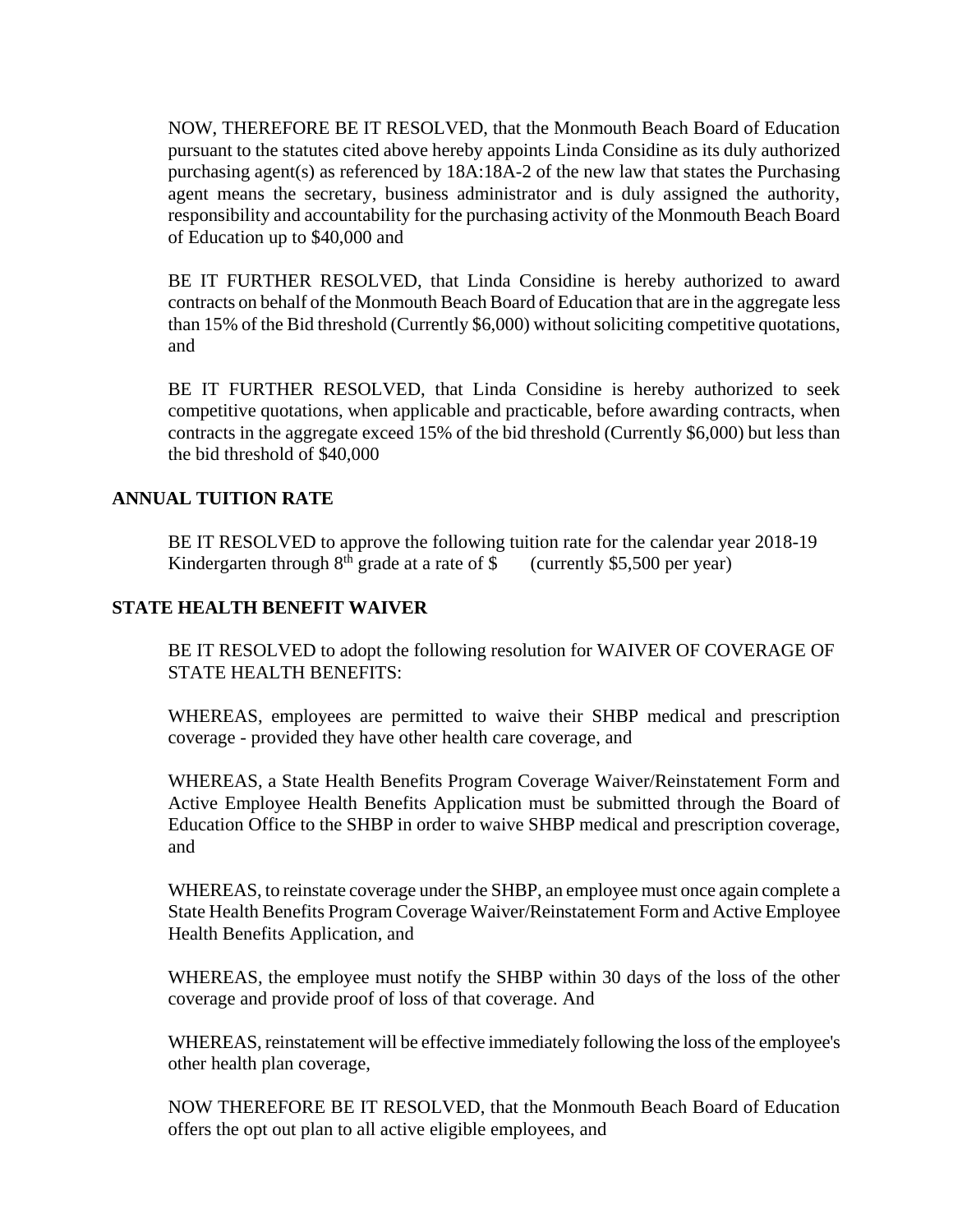NOW, THEREFORE BE IT RESOLVED, that the Monmouth Beach Board of Education pursuant to the statutes cited above hereby appoints Linda Considine as its duly authorized purchasing agent(s) as referenced by 18A:18A-2 of the new law that states the Purchasing agent means the secretary, business administrator and is duly assigned the authority, responsibility and accountability for the purchasing activity of the Monmouth Beach Board of Education up to $40,000 and

BE IT FURTHER RESOLVED, that Linda Considine is hereby authorized to award contracts on behalf of the Monmouth Beach Board of Education that are in the aggregate less than 15% of the Bid threshold (Currently $6,000) without soliciting competitive quotations, and

BE IT FURTHER RESOLVED, that Linda Considine is hereby authorized to seek competitive quotations, when applicable and practicable, before awarding contracts, when contracts in the aggregate exceed 15% of the bid threshold (Currently $6,000) but less than the bid threshold of $40,000

**ANNUAL TUITION RATE**

BE IT RESOLVED to approve the following tuition rate for the calendar year 2018-19 Kindergarten through 8th grade at a rate of $ (currently $5,500 per year)

**STATE HEALTH BENEFIT WAIVER**

BE IT RESOLVED to adopt the following resolution for WAIVER OF COVERAGE OF STATE HEALTH BENEFITS:

WHEREAS, employees are permitted to waive their SHBP medical and prescription coverage - provided they have other health care coverage, and

WHEREAS, a State Health Benefits Program Coverage Waiver/Reinstatement Form and Active Employee Health Benefits Application must be submitted through the Board of Education Office to the SHBP in order to waive SHBP medical and prescription coverage, and

WHEREAS, to reinstate coverage under the SHBP, an employee must once again complete a State Health Benefits Program Coverage Waiver/Reinstatement Form and Active Employee Health Benefits Application, and

WHEREAS, the employee must notify the SHBP within 30 days of the loss of the other coverage and provide proof of loss of that coverage. And

WHEREAS, reinstatement will be effective immediately following the loss of the employee's other health plan coverage,

NOW THEREFORE BE IT RESOLVED, that the Monmouth Beach Board of Education offers the opt out plan to all active eligible employees, and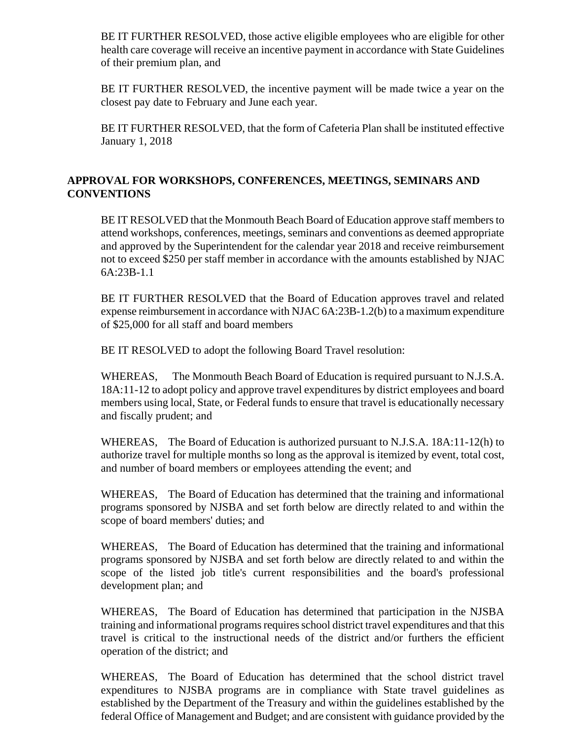BE IT FURTHER RESOLVED, those active eligible employees who are eligible for other health care coverage will receive an incentive payment in accordance with State Guidelines of their premium plan, and

BE IT FURTHER RESOLVED, the incentive payment will be made twice a year on the closest pay date to February and June each year.

BE IT FURTHER RESOLVED, that the form of Cafeteria Plan shall be instituted effective January 1, 2018

## APPROVAL FOR WORKSHOPS, CONFERENCES, MEETINGS, SEMINARS AND CONVENTIONS

BE IT RESOLVED that the Monmouth Beach Board of Education approve staff members to attend workshops, conferences, meetings, seminars and conventions as deemed appropriate and approved by the Superintendent for the calendar year 2018 and receive reimbursement not to exceed $250 per staff member in accordance with the amounts established by NJAC 6A:23B-1.1

BE IT FURTHER RESOLVED that the Board of Education approves travel and related expense reimbursement in accordance with NJAC 6A:23B-1.2(b) to a maximum expenditure of $25,000 for all staff and board members

BE IT RESOLVED to adopt the following Board Travel resolution:

WHEREAS, The Monmouth Beach Board of Education is required pursuant to N.J.S.A. 18A:11-12 to adopt policy and approve travel expenditures by district employees and board members using local, State, or Federal funds to ensure that travel is educationally necessary and fiscally prudent; and

WHEREAS, The Board of Education is authorized pursuant to N.J.S.A. 18A:11-12(h) to authorize travel for multiple months so long as the approval is itemized by event, total cost, and number of board members or employees attending the event; and

WHEREAS, The Board of Education has determined that the training and informational programs sponsored by NJSBA and set forth below are directly related to and within the scope of board members' duties; and

WHEREAS, The Board of Education has determined that the training and informational programs sponsored by NJSBA and set forth below are directly related to and within the scope of the listed job title's current responsibilities and the board's professional development plan; and

WHEREAS, The Board of Education has determined that participation in the NJSBA training and informational programs requires school district travel expenditures and that this travel is critical to the instructional needs of the district and/or furthers the efficient operation of the district; and

WHEREAS, The Board of Education has determined that the school district travel expenditures to NJSBA programs are in compliance with State travel guidelines as established by the Department of the Treasury and within the guidelines established by the federal Office of Management and Budget; and are consistent with guidance provided by the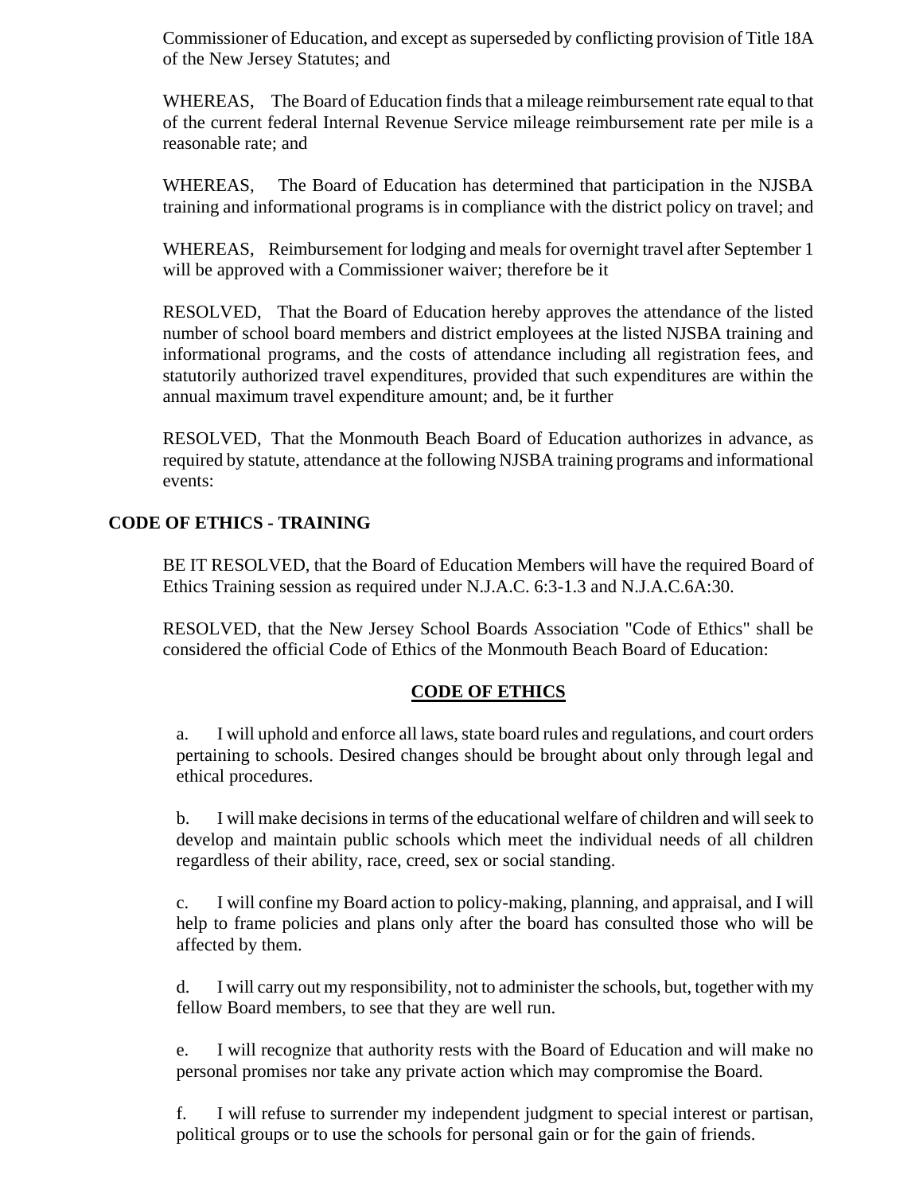Commissioner of Education, and except as superseded by conflicting provision of Title 18A of the New Jersey Statutes; and

WHEREAS, The Board of Education finds that a mileage reimbursement rate equal to that of the current federal Internal Revenue Service mileage reimbursement rate per mile is a reasonable rate; and

WHEREAS, The Board of Education has determined that participation in the NJSBA training and informational programs is in compliance with the district policy on travel; and

WHEREAS, Reimbursement for lodging and meals for overnight travel after September 1 will be approved with a Commissioner waiver; therefore be it

RESOLVED, That the Board of Education hereby approves the attendance of the listed number of school board members and district employees at the listed NJSBA training and informational programs, and the costs of attendance including all registration fees, and statutorily authorized travel expenditures, provided that such expenditures are within the annual maximum travel expenditure amount; and, be it further

RESOLVED, That the Monmouth Beach Board of Education authorizes in advance, as required by statute, attendance at the following NJSBA training programs and informational events:

**CODE OF ETHICS - TRAINING**

BE IT RESOLVED, that the Board of Education Members will have the required Board of Ethics Training session as required under N.J.A.C. 6:3-1.3 and N.J.A.C.6A:30.

RESOLVED, that the New Jersey School Boards Association "Code of Ethics" shall be considered the official Code of Ethics of the Monmouth Beach Board of Education:

**CODE OF ETHICS**

a. I will uphold and enforce all laws, state board rules and regulations, and court orders pertaining to schools. Desired changes should be brought about only through legal and ethical procedures.

b. I will make decisions in terms of the educational welfare of children and will seek to develop and maintain public schools which meet the individual needs of all children regardless of their ability, race, creed, sex or social standing.

c. I will confine my Board action to policy-making, planning, and appraisal, and I will help to frame policies and plans only after the board has consulted those who will be affected by them.

d. I will carry out my responsibility, not to administer the schools, but, together with my fellow Board members, to see that they are well run.

e. I will recognize that authority rests with the Board of Education and will make no personal promises nor take any private action which may compromise the Board.

f. I will refuse to surrender my independent judgment to special interest or partisan, political groups or to use the schools for personal gain or for the gain of friends.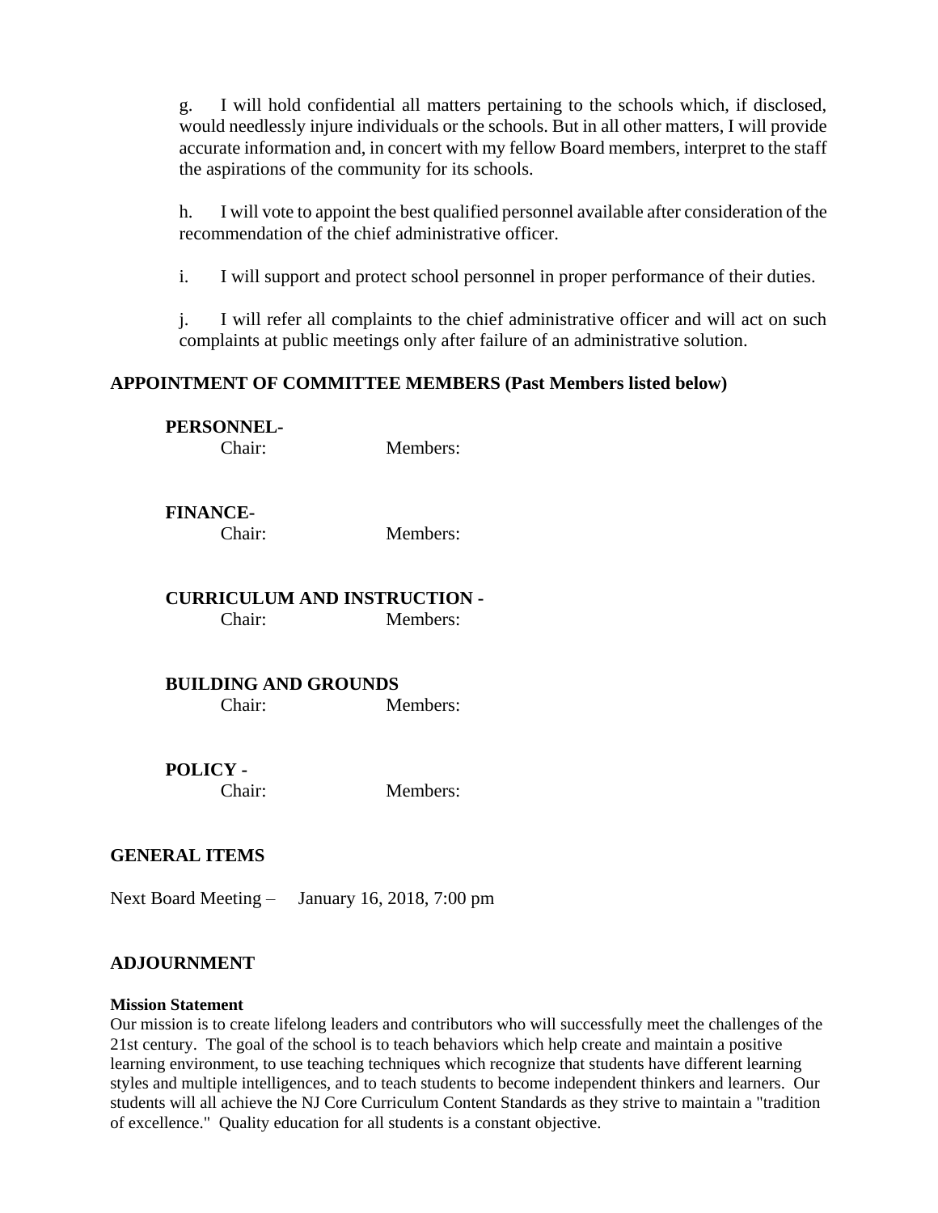g. I will hold confidential all matters pertaining to the schools which, if disclosed, would needlessly injure individuals or the schools. But in all other matters, I will provide accurate information and, in concert with my fellow Board members, interpret to the staff the aspirations of the community for its schools.

h. I will vote to appoint the best qualified personnel available after consideration of the recommendation of the chief administrative officer.

i. I will support and protect school personnel in proper performance of their duties.

j. I will refer all complaints to the chief administrative officer and will act on such complaints at public meetings only after failure of an administrative solution.

## APPOINTMENT OF COMMITTEE MEMBERS (Past Members listed below)

**PERSONNEL-**

Chair: Members:

**FINANCE-**

Chair: Members:

**CURRICULUM AND INSTRUCTION -**

Chair: Members:

**BUILDING AND GROUNDS**

Chair: Members:

**POLICY -**

Chair: Members:

## GENERAL ITEMS

Next Board Meeting – January 16, 2018, 7:00 pm

## ADJOURNMENT

**Mission Statement**

Our mission is to create lifelong leaders and contributors who will successfully meet the challenges of the 21st century. The goal of the school is to teach behaviors which help create and maintain a positive learning environment, to use teaching techniques which recognize that students have different learning styles and multiple intelligences, and to teach students to become independent thinkers and learners. Our students will all achieve the NJ Core Curriculum Content Standards as they strive to maintain a "tradition of excellence." Quality education for all students is a constant objective.